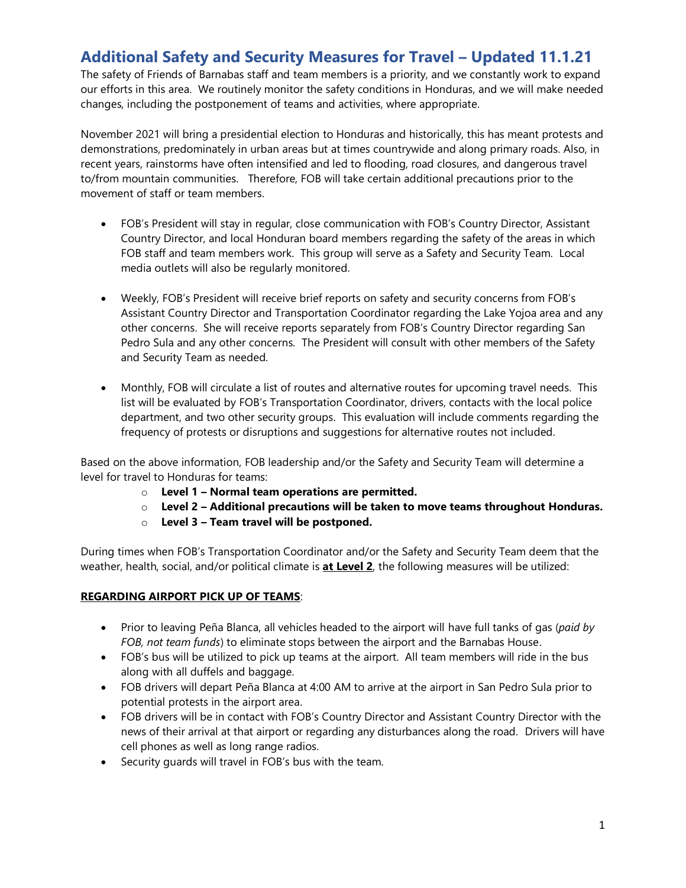# Additional Safety and Security Measures for Travel – Updated 11.1.21

The safety of Friends of Barnabas staff and team members is a priority, and we constantly work to expand our efforts in this area. We routinely monitor the safety conditions in Honduras, and we will make needed changes, including the postponement of teams and activities, where appropriate.

November 2021 will bring a presidential election to Honduras and historically, this has meant protests and demonstrations, predominately in urban areas but at times countrywide and along primary roads. Also, in recent years, rainstorms have often intensified and led to flooding, road closures, and dangerous travel to/from mountain communities. Therefore, FOB will take certain additional precautions prior to the movement of staff or team members.

- FOB's President will stay in regular, close communication with FOB's Country Director, Assistant Country Director, and local Honduran board members regarding the safety of the areas in which FOB staff and team members work. This group will serve as a Safety and Security Team. Local media outlets will also be regularly monitored.
- Weekly, FOB's President will receive brief reports on safety and security concerns from FOB's Assistant Country Director and Transportation Coordinator regarding the Lake Yojoa area and any other concerns. She will receive reports separately from FOB's Country Director regarding San Pedro Sula and any other concerns. The President will consult with other members of the Safety and Security Team as needed.
- Monthly, FOB will circulate a list of routes and alternative routes for upcoming travel needs. This list will be evaluated by FOB's Transportation Coordinator, drivers, contacts with the local police department, and two other security groups. This evaluation will include comments regarding the frequency of protests or disruptions and suggestions for alternative routes not included.

Based on the above information, FOB leadership and/or the Safety and Security Team will determine a level for travel to Honduras for teams:

- **Level 1 – Normal team operations are permitted.**
- **Level 2 – Additional precautions will be taken to move teams throughout Honduras.**
- **Level 3 – Team travel will be postponed.**

During times when FOB's Transportation Coordinator and/or the Safety and Security Team deem that the weather, health, social, and/or political climate is **<u>at Level 2</u>**, the following measures will be utilized:

**<u>REGARDING AIRPORT PICK UP OF TEAMS</u>**:

- Prior to leaving Peña Blanca, all vehicles headed to the airport will have full tanks of gas (*paid by FOB, not team funds*) to eliminate stops between the airport and the Barnabas House.
- FOB's bus will be utilized to pick up teams at the airport. All team members will ride in the bus along with all duffels and baggage.
- FOB drivers will depart Peña Blanca at 4:00 AM to arrive at the airport in San Pedro Sula prior to potential protests in the airport area.
- FOB drivers will be in contact with FOB's Country Director and Assistant Country Director with the news of their arrival at that airport or regarding any disturbances along the road. Drivers will have cell phones as well as long range radios.
- Security guards will travel in FOB's bus with the team.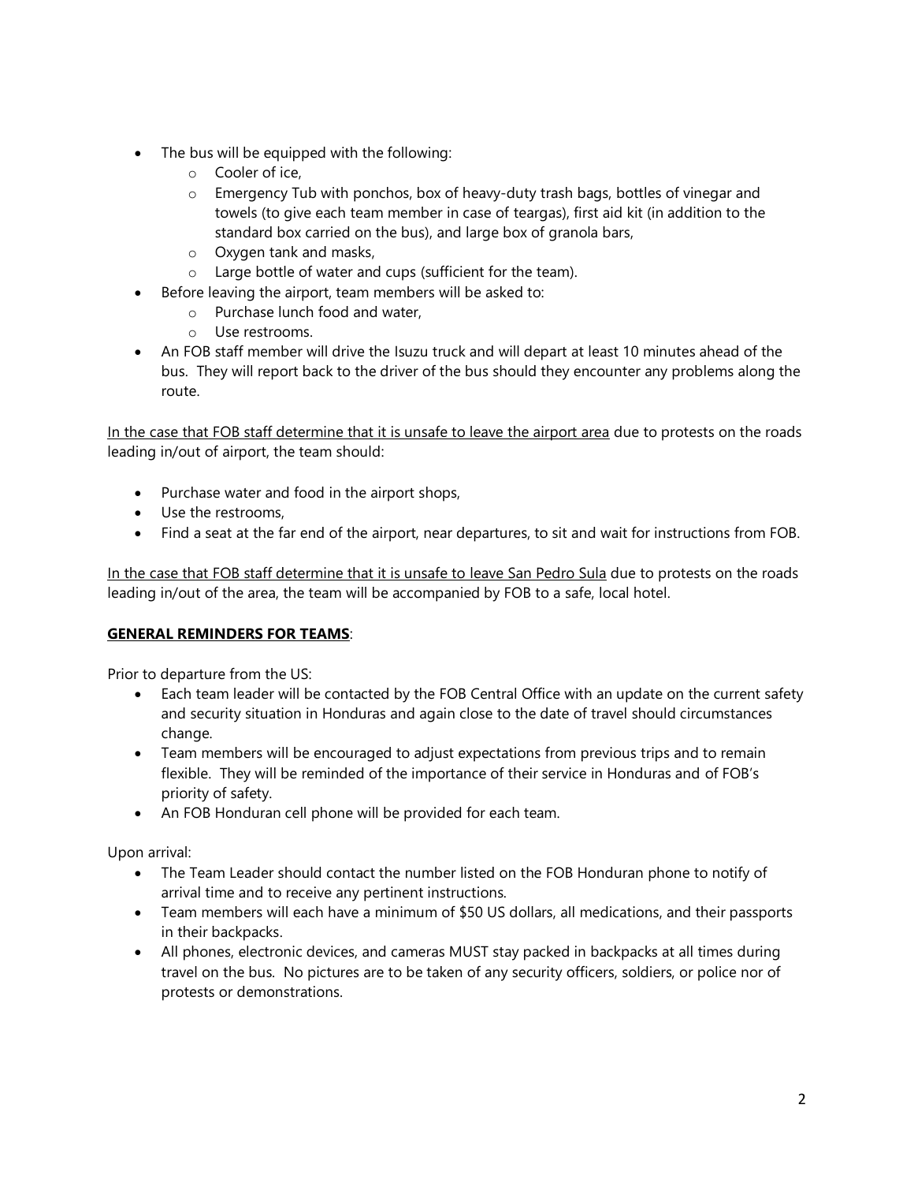- The bus will be equipped with the following:
  - Cooler of ice,
  - Emergency Tub with ponchos, box of heavy-duty trash bags, bottles of vinegar and towels (to give each team member in case of teargas), first aid kit (in addition to the standard box carried on the bus), and large box of granola bars,
  - Oxygen tank and masks,
  - Large bottle of water and cups (sufficient for the team).
- Before leaving the airport, team members will be asked to:
  - Purchase lunch food and water,
  - Use restrooms.
- An FOB staff member will drive the Isuzu truck and will depart at least 10 minutes ahead of the bus. They will report back to the driver of the bus should they encounter any problems along the route.

<u>In the case that FOB staff determine that it is unsafe to leave the airport area</u> due to protests on the roads leading in/out of airport, the team should:

- Purchase water and food in the airport shops,
- Use the restrooms,
- Find a seat at the far end of the airport, near departures, to sit and wait for instructions from FOB.

<u>In the case that FOB staff determine that it is unsafe to leave San Pedro Sula</u> due to protests on the roads leading in/out of the area, the team will be accompanied by FOB to a safe, local hotel.

**<u>GENERAL REMINDERS FOR TEAMS</u>**:

Prior to departure from the US:

- Each team leader will be contacted by the FOB Central Office with an update on the current safety and security situation in Honduras and again close to the date of travel should circumstances change.
- Team members will be encouraged to adjust expectations from previous trips and to remain flexible. They will be reminded of the importance of their service in Honduras and of FOB's priority of safety.
- An FOB Honduran cell phone will be provided for each team.

Upon arrival:

- The Team Leader should contact the number listed on the FOB Honduran phone to notify of arrival time and to receive any pertinent instructions.
- Team members will each have a minimum of $50 US dollars, all medications, and their passports in their backpacks.
- All phones, electronic devices, and cameras MUST stay packed in backpacks at all times during travel on the bus. No pictures are to be taken of any security officers, soldiers, or police nor of protests or demonstrations.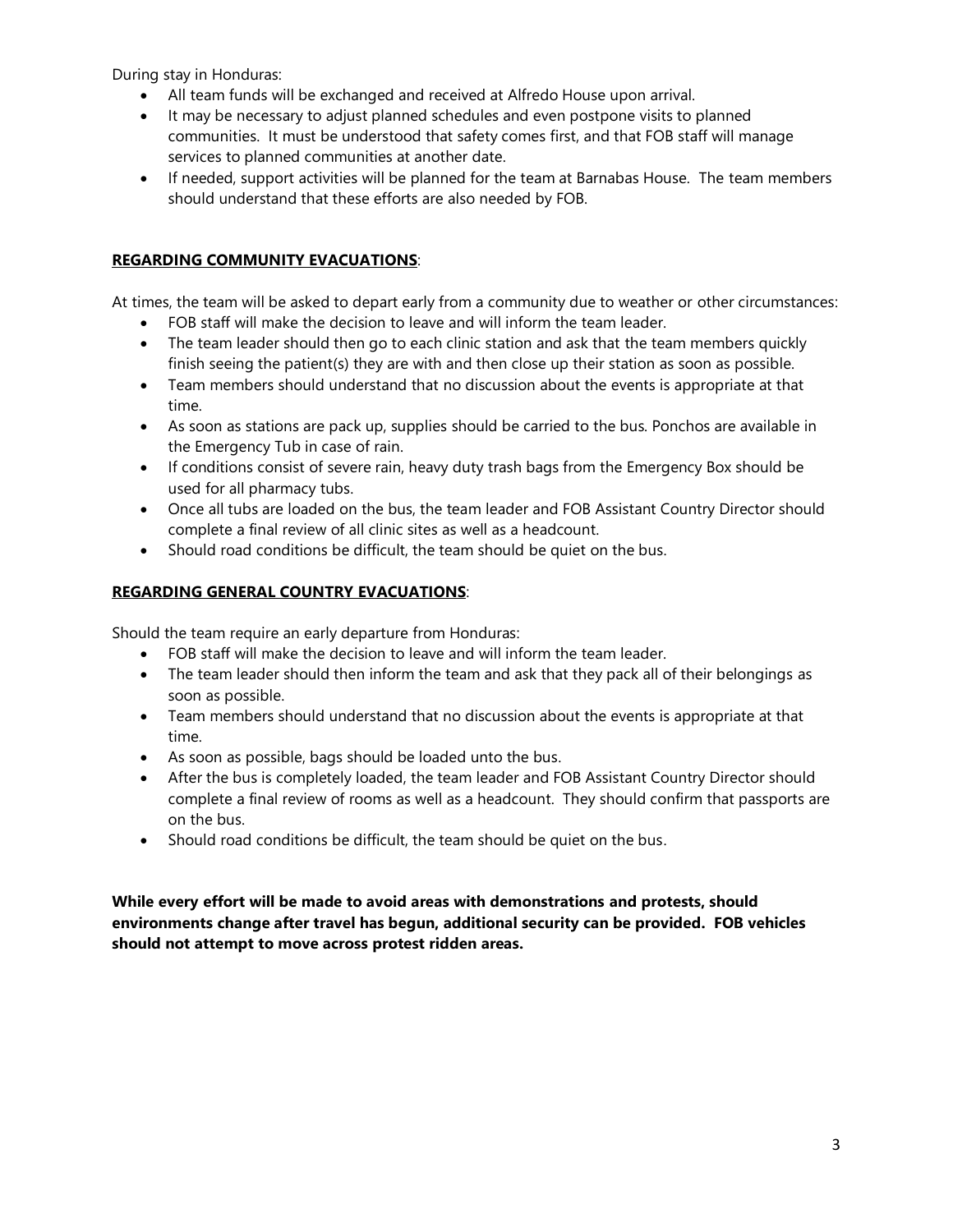During stay in Honduras:

- All team funds will be exchanged and received at Alfredo House upon arrival.
- It may be necessary to adjust planned schedules and even postpone visits to planned communities. It must be understood that safety comes first, and that FOB staff will manage services to planned communities at another date.
- If needed, support activities will be planned for the team at Barnabas House. The team members should understand that these efforts are also needed by FOB.

**REGARDING COMMUNITY EVACUATIONS**:

At times, the team will be asked to depart early from a community due to weather or other circumstances:

- FOB staff will make the decision to leave and will inform the team leader.
- The team leader should then go to each clinic station and ask that the team members quickly finish seeing the patient(s) they are with and then close up their station as soon as possible.
- Team members should understand that no discussion about the events is appropriate at that time.
- As soon as stations are pack up, supplies should be carried to the bus. Ponchos are available in the Emergency Tub in case of rain.
- If conditions consist of severe rain, heavy duty trash bags from the Emergency Box should be used for all pharmacy tubs.
- Once all tubs are loaded on the bus, the team leader and FOB Assistant Country Director should complete a final review of all clinic sites as well as a headcount.
- Should road conditions be difficult, the team should be quiet on the bus.

**REGARDING GENERAL COUNTRY EVACUATIONS**:

Should the team require an early departure from Honduras:

- FOB staff will make the decision to leave and will inform the team leader.
- The team leader should then inform the team and ask that they pack all of their belongings as soon as possible.
- Team members should understand that no discussion about the events is appropriate at that time.
- As soon as possible, bags should be loaded unto the bus.
- After the bus is completely loaded, the team leader and FOB Assistant Country Director should complete a final review of rooms as well as a headcount. They should confirm that passports are on the bus.
- Should road conditions be difficult, the team should be quiet on the bus.

**While every effort will be made to avoid areas with demonstrations and protests, should environments change after travel has begun, additional security can be provided. FOB vehicles should not attempt to move across protest ridden areas.**